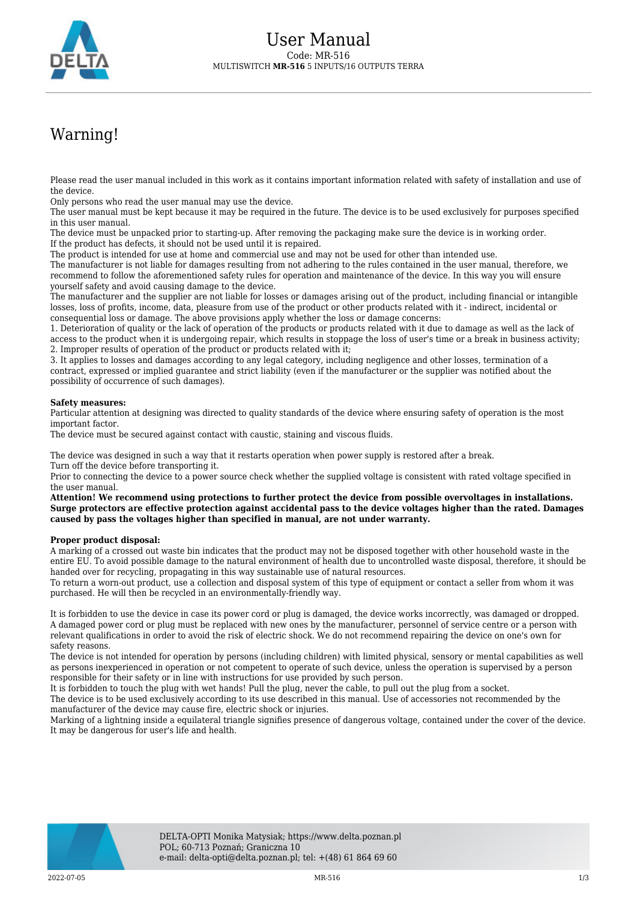# User Manual

Code: MR-516

MULTISWITCH **MR-516** 5 INPUTS/16 OUTPUTS TERRA

## Warning!

Please read the user manual included in this work as it contains important information related with safety of installation and use of the device.
Only persons who read the user manual may use the device.
The user manual must be kept because it may be required in the future. The device is to be used exclusively for purposes specified in this user manual.
The device must be unpacked prior to starting-up. After removing the packaging make sure the device is in working order.
If the product has defects, it should not be used until it is repaired.
The product is intended for use at home and commercial use and may not be used for other than intended use.
The manufacturer is not liable for damages resulting from not adhering to the rules contained in the user manual, therefore, we recommend to follow the aforementioned safety rules for operation and maintenance of the device. In this way you will ensure yourself safety and avoid causing damage to the device.
The manufacturer and the supplier are not liable for losses or damages arising out of the product, including financial or intangible losses, loss of profits, income, data, pleasure from use of the product or other products related with it - indirect, incidental or consequential loss or damage. The above provisions apply whether the loss or damage concerns:
1. Deterioration of quality or the lack of operation of the products or products related with it due to damage as well as the lack of access to the product when it is undergoing repair, which results in stoppage the loss of user's time or a break in business activity;
2. Improper results of operation of the product or products related with it;
3. It applies to losses and damages according to any legal category, including negligence and other losses, termination of a contract, expressed or implied guarantee and strict liability (even if the manufacturer or the supplier was notified about the possibility of occurrence of such damages).

**Safety measures:**
Particular attention at designing was directed to quality standards of the device where ensuring safety of operation is the most important factor.
The device must be secured against contact with caustic, staining and viscous fluids.

The device was designed in such a way that it restarts operation when power supply is restored after a break.
Turn off the device before transporting it.
Prior to connecting the device to a power source check whether the supplied voltage is consistent with rated voltage specified in the user manual.
**Attention! We recommend using protections to further protect the device from possible overvoltages in installations. Surge protectors are effective protection against accidental pass to the device voltages higher than the rated. Damages caused by pass the voltages higher than specified in manual, are not under warranty.**

**Proper product disposal:**
A marking of a crossed out waste bin indicates that the product may not be disposed together with other household waste in the entire EU. To avoid possible damage to the natural environment of health due to uncontrolled waste disposal, therefore, it should be handed over for recycling, propagating in this way sustainable use of natural resources.
To return a worn-out product, use a collection and disposal system of this type of equipment or contact a seller from whom it was purchased. He will then be recycled in an environmentally-friendly way.

It is forbidden to use the device in case its power cord or plug is damaged, the device works incorrectly, was damaged or dropped. A damaged power cord or plug must be replaced with new ones by the manufacturer, personnel of service centre or a person with relevant qualifications in order to avoid the risk of electric shock. We do not recommend repairing the device on one's own for safety reasons.
The device is not intended for operation by persons (including children) with limited physical, sensory or mental capabilities as well as persons inexperienced in operation or not competent to operate of such device, unless the operation is supervised by a person responsible for their safety or in line with instructions for use provided by such person.
It is forbidden to touch the plug with wet hands! Pull the plug, never the cable, to pull out the plug from a socket.
The device is to be used exclusively according to its use described in this manual. Use of accessories not recommended by the manufacturer of the device may cause fire, electric shock or injuries.
Marking of a lightning inside a equilateral triangle signifies presence of dangerous voltage, contained under the cover of the device. It may be dangerous for user's life and health.

DELTA-OPTI Monika Matysiak; https://www.delta.poznan.pl
POL; 60-713 Poznań; Graniczna 10
e-mail: delta-opti@delta.poznan.pl; tel: +(48) 61 864 69 60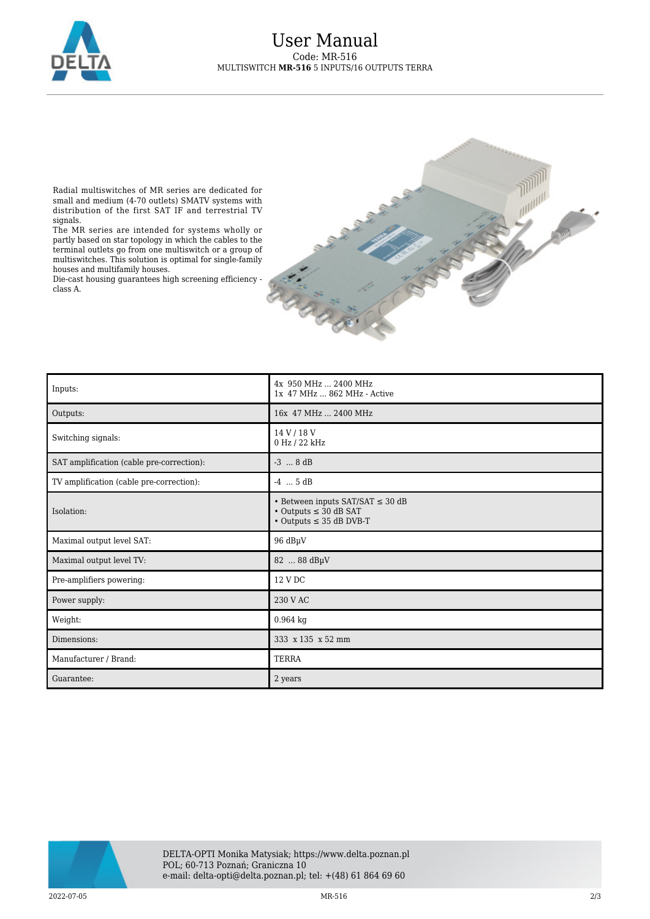Radial multiswitches of MR series are dedicated for small and medium (4-70 outlets) SMATV systems with distribution of the first SAT IF and terrestrial TV signals.
The MR series are intended for systems wholly or partly based on star topology in which the cables to the terminal outlets go from one multiswitch or a group of multiswitches. This solution is optimal for single-family houses and multifamily houses.
Die-cast housing guarantees high screening efficiency - class A.

| | |
|---|---|
| Inputs: | 4x 950 MHz ... 2400 MHz<br>1x 47 MHz ... 862 MHz - Active |
| Outputs: | 16x 47 MHz ... 2400 MHz |
| Switching signals: | 14 V / 18 V<br>0 Hz / 22 kHz |
| SAT amplification (cable pre-correction): | -3 ... 8 dB |
| TV amplification (cable pre-correction): | -4 ... 5 dB |
| Isolation: | • Between inputs SAT/SAT ≤ 30 dB<br>• Outputs ≤ 30 dB SAT<br>• Outputs ≤ 35 dB DVB-T |
| Maximal output level SAT: | 96 dBµV |
| Maximal output level TV: | 82 ... 88 dBµV |
| Pre-amplifiers powering: | 12 V DC |
| Power supply: | 230 V AC |
| Weight: | 0.964 kg |
| Dimensions: | 333 x 135 x 52 mm |
| Manufacturer / Brand: | TERRA |
| Guarantee: | 2 years |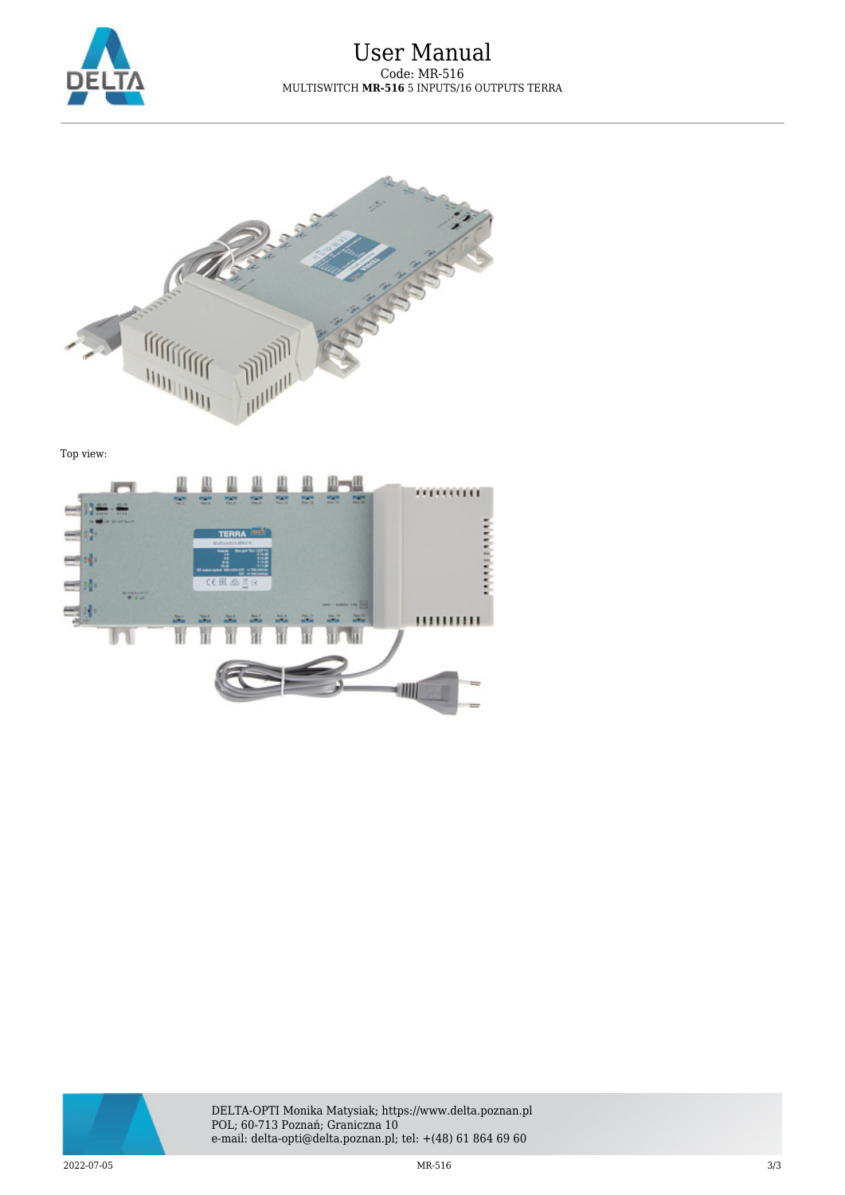Top view: